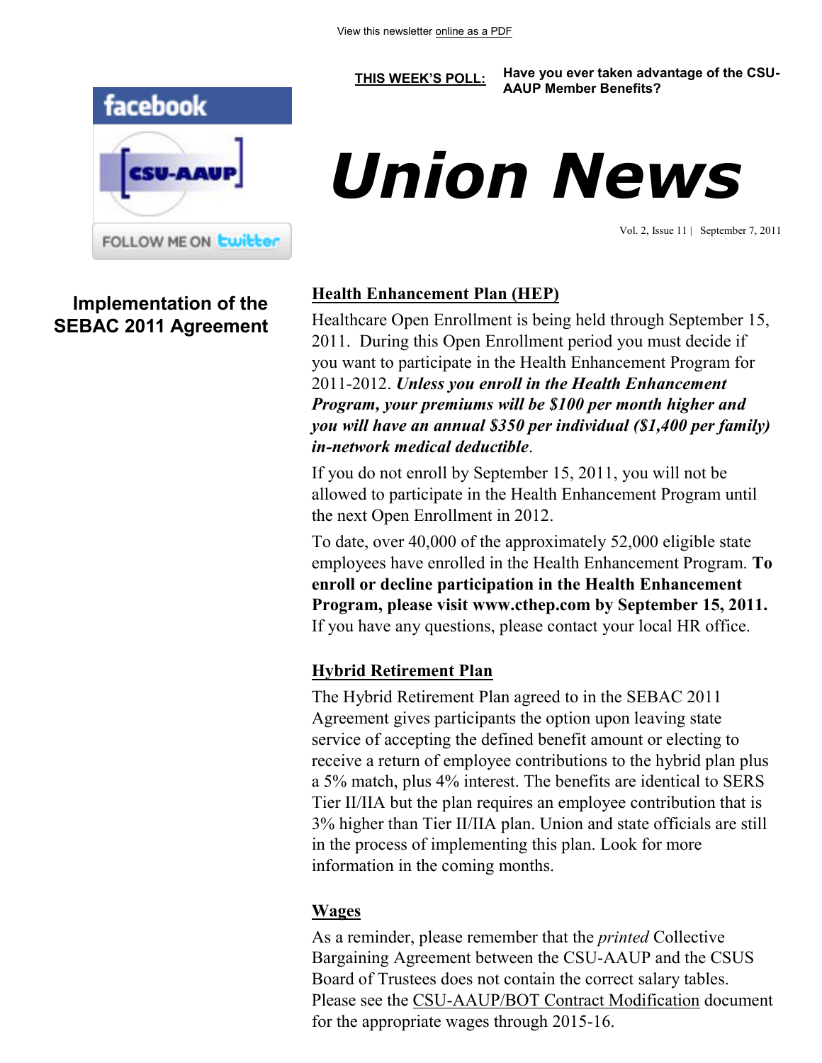View this newsletter online as a PDF

**THIS WEEK'S POLL:** **Have you ever taken advantage of the CSU-AAUP Member Benefits?**

# Union News

Vol. 2, Issue 11 | September 7, 2011

## Implementation of the SEBAC 2011 Agreement

### Health Enhancement Plan (HEP)

Healthcare Open Enrollment is being held through September 15, 2011. During this Open Enrollment period you must decide if you want to participate in the Health Enhancement Program for 2011-2012. ***Unless you enroll in the Health Enhancement Program, your premiums will be $100 per month higher and you will have an annual $350 per individual ($1,400 per family) in-network medical deductible***.

If you do not enroll by September 15, 2011, you will not be allowed to participate in the Health Enhancement Program until the next Open Enrollment in 2012.

To date, over 40,000 of the approximately 52,000 eligible state employees have enrolled in the Health Enhancement Program. **To enroll or decline participation in the Health Enhancement Program, please visit www.cthep.com by September 15, 2011.** If you have any questions, please contact your local HR office.

### Hybrid Retirement Plan

The Hybrid Retirement Plan agreed to in the SEBAC 2011 Agreement gives participants the option upon leaving state service of accepting the defined benefit amount or electing to receive a return of employee contributions to the hybrid plan plus a 5% match, plus 4% interest. The benefits are identical to SERS Tier II/IIA but the plan requires an employee contribution that is 3% higher than Tier II/IIA plan. Union and state officials are still in the process of implementing this plan. Look for more information in the coming months.

### Wages

As a reminder, please remember that the *printed* Collective Bargaining Agreement between the CSU-AAUP and the CSUS Board of Trustees does not contain the correct salary tables. Please see the CSU-AAUP/BOT Contract Modification document for the appropriate wages through 2015-16.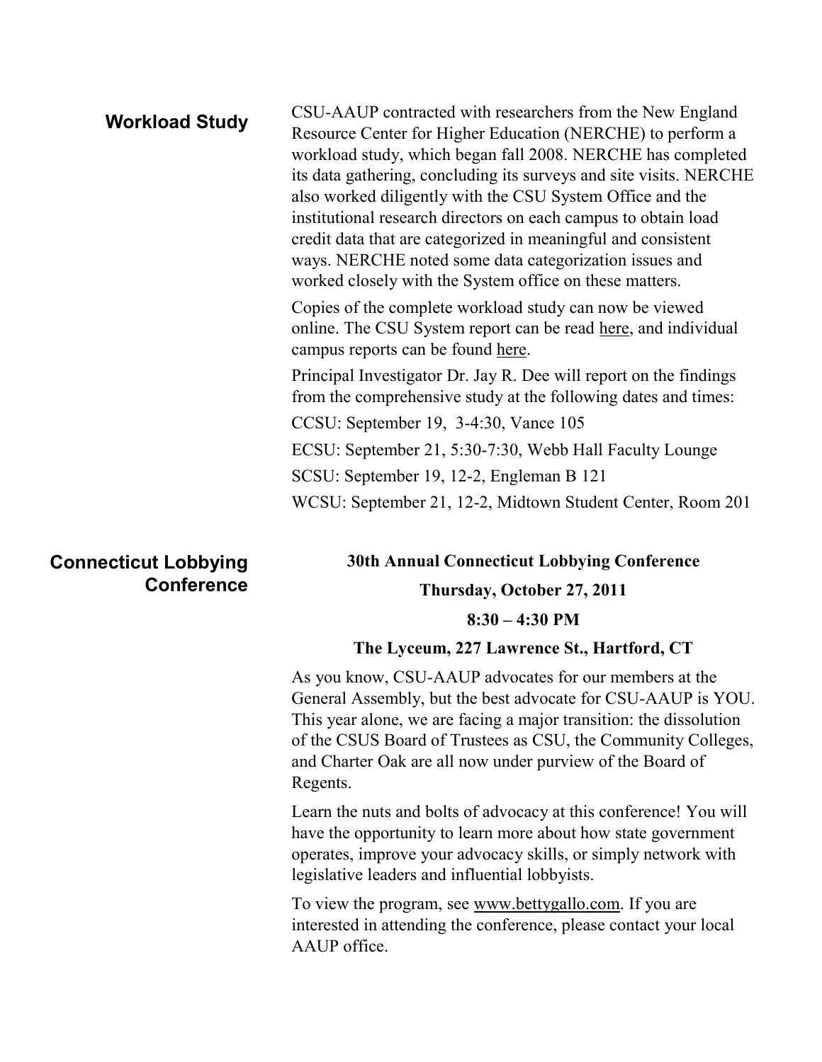## Workload Study

CSU-AAUP contracted with researchers from the New England Resource Center for Higher Education (NERCHE) to perform a workload study, which began fall 2008. NERCHE has completed its data gathering, concluding its surveys and site visits. NERCHE also worked diligently with the CSU System Office and the institutional research directors on each campus to obtain load credit data that are categorized in meaningful and consistent ways. NERCHE noted some data categorization issues and worked closely with the System office on these matters.

Copies of the complete workload study can now be viewed online. The CSU System report can be read here, and individual campus reports can be found here.

Principal Investigator Dr. Jay R. Dee will report on the findings from the comprehensive study at the following dates and times:

CCSU: September 19, 3-4:30, Vance 105

ECSU: September 21, 5:30-7:30, Webb Hall Faculty Lounge

SCSU: September 19, 12-2, Engleman B 121

WCSU: September 21, 12-2, Midtown Student Center, Room 201

## Connecticut Lobbying Conference

**30th Annual Connecticut Lobbying Conference**

**Thursday, October 27, 2011**

**8:30 – 4:30 PM**

**The Lyceum, 227 Lawrence St., Hartford, CT**

As you know, CSU-AAUP advocates for our members at the General Assembly, but the best advocate for CSU-AAUP is YOU. This year alone, we are facing a major transition: the dissolution of the CSUS Board of Trustees as CSU, the Community Colleges, and Charter Oak are all now under purview of the Board of Regents.

Learn the nuts and bolts of advocacy at this conference! You will have the opportunity to learn more about how state government operates, improve your advocacy skills, or simply network with legislative leaders and influential lobbyists.

To view the program, see www.bettygallo.com. If you are interested in attending the conference, please contact your local AAUP office.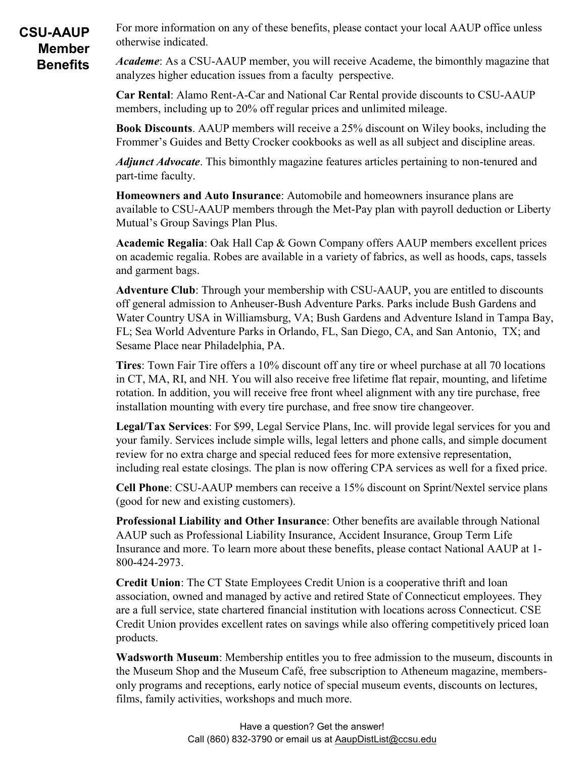## CSU-AAUP Member Benefits

For more information on any of these benefits, please contact your local AAUP office unless otherwise indicated.

***Academe***: As a CSU-AAUP member, you will receive Academe, the bimonthly magazine that analyzes higher education issues from a faculty perspective.

**Car Rental**: Alamo Rent-A-Car and National Car Rental provide discounts to CSU-AAUP members, including up to 20% off regular prices and unlimited mileage.

**Book Discounts**. AAUP members will receive a 25% discount on Wiley books, including the Frommer's Guides and Betty Crocker cookbooks as well as all subject and discipline areas.

***Adjunct Advocate***. This bimonthly magazine features articles pertaining to non-tenured and part-time faculty.

**Homeowners and Auto Insurance**: Automobile and homeowners insurance plans are available to CSU-AAUP members through the Met-Pay plan with payroll deduction or Liberty Mutual's Group Savings Plan Plus.

**Academic Regalia**: Oak Hall Cap & Gown Company offers AAUP members excellent prices on academic regalia. Robes are available in a variety of fabrics, as well as hoods, caps, tassels and garment bags.

**Adventure Club**: Through your membership with CSU-AAUP, you are entitled to discounts off general admission to Anheuser-Bush Adventure Parks. Parks include Bush Gardens and Water Country USA in Williamsburg, VA; Bush Gardens and Adventure Island in Tampa Bay, FL; Sea World Adventure Parks in Orlando, FL, San Diego, CA, and San Antonio, TX; and Sesame Place near Philadelphia, PA.

**Tires**: Town Fair Tire offers a 10% discount off any tire or wheel purchase at all 70 locations in CT, MA, RI, and NH. You will also receive free lifetime flat repair, mounting, and lifetime rotation. In addition, you will receive free front wheel alignment with any tire purchase, free installation mounting with every tire purchase, and free snow tire changeover.

**Legal/Tax Services**: For $99, Legal Service Plans, Inc. will provide legal services for you and your family. Services include simple wills, legal letters and phone calls, and simple document review for no extra charge and special reduced fees for more extensive representation, including real estate closings. The plan is now offering CPA services as well for a fixed price.

**Cell Phone**: CSU-AAUP members can receive a 15% discount on Sprint/Nextel service plans (good for new and existing customers).

**Professional Liability and Other Insurance**: Other benefits are available through National AAUP such as Professional Liability Insurance, Accident Insurance, Group Term Life Insurance and more. To learn more about these benefits, please contact National AAUP at 1-800-424-2973.

**Credit Union**: The CT State Employees Credit Union is a cooperative thrift and loan association, owned and managed by active and retired State of Connecticut employees. They are a full service, state chartered financial institution with locations across Connecticut. CSE Credit Union provides excellent rates on savings while also offering competitively priced loan products.

**Wadsworth Museum**: Membership entitles you to free admission to the museum, discounts in the Museum Shop and the Museum Café, free subscription to Atheneum magazine, members-only programs and receptions, early notice of special museum events, discounts on lectures, films, family activities, workshops and much more.

Have a question? Get the answer!
Call (860) 832-3790 or email us at AaupDistList@ccsu.edu